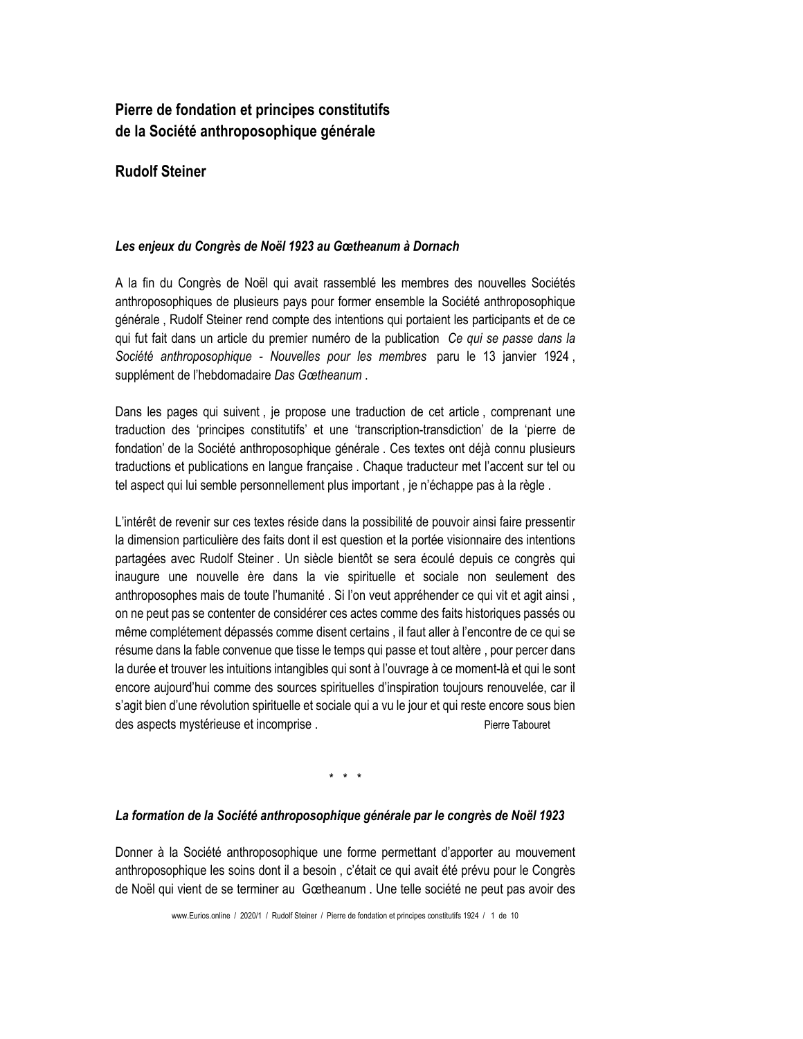# Pierre de fondation et principes constitutifs de la Société anthroposophique générale

## Rudolf Steiner

### *Les enjeux du Congrès de Noël 1923 au Gœtheanum à Dornach*

A la fin du Congrès de Noël qui avait rassemblé les membres des nouvelles Sociétés anthroposophiques de plusieurs pays pour former ensemble la Société anthroposophique générale , Rudolf Steiner rend compte des intentions qui portaient les participants et de ce qui fut fait dans un article du premier numéro de la publication *Ce qui se passe dans la Société anthroposophique - Nouvelles pour les membres* paru le 13 janvier 1924 , supplément de l'hebdomadaire *Das Gœtheanum* .

Dans les pages qui suivent , je propose une traduction de cet article , comprenant une traduction des 'principes constitutifs' et une 'transcription-transdiction' de la 'pierre de fondation' de la Société anthroposophique générale . Ces textes ont déjà connu plusieurs traductions et publications en langue française . Chaque traducteur met l'accent sur tel ou tel aspect qui lui semble personnellement plus important , je n'échappe pas à la règle .

L'intérêt de revenir sur ces textes réside dans la possibilité de pouvoir ainsi faire pressentir la dimension particulière des faits dont il est question et la portée visionnaire des intentions partagées avec Rudolf Steiner . Un siècle bientôt se sera écoulé depuis ce congrès qui inaugure une nouvelle ère dans la vie spirituelle et sociale non seulement des anthroposophes mais de toute l'humanité . Si l'on veut appréhender ce qui vit et agit ainsi , on ne peut pas se contenter de considérer ces actes comme des faits historiques passés ou même complétement dépassés comme disent certains , il faut aller à l'encontre de ce qui se résume dans la fable convenue que tisse le temps qui passe et tout altère , pour percer dans la durée et trouver les intuitions intangibles qui sont à l'ouvrage à ce moment-là et qui le sont encore aujourd'hui comme des sources spirituelles d'inspiration toujours renouvelée, car il s'agit bien d'une révolution spirituelle et sociale qui a vu le jour et qui reste encore sous bien des aspects mystérieuse et incomprise . Pierre Tabouret

\* \* \*

### *La formation de la Société anthroposophique générale par le congrès de Noël 1923*

Donner à la Société anthroposophique une forme permettant d'apporter au mouvement anthroposophique les soins dont il a besoin , c'était ce qui avait été prévu pour le Congrès de Noël qui vient de se terminer au Gœtheanum . Une telle société ne peut pas avoir des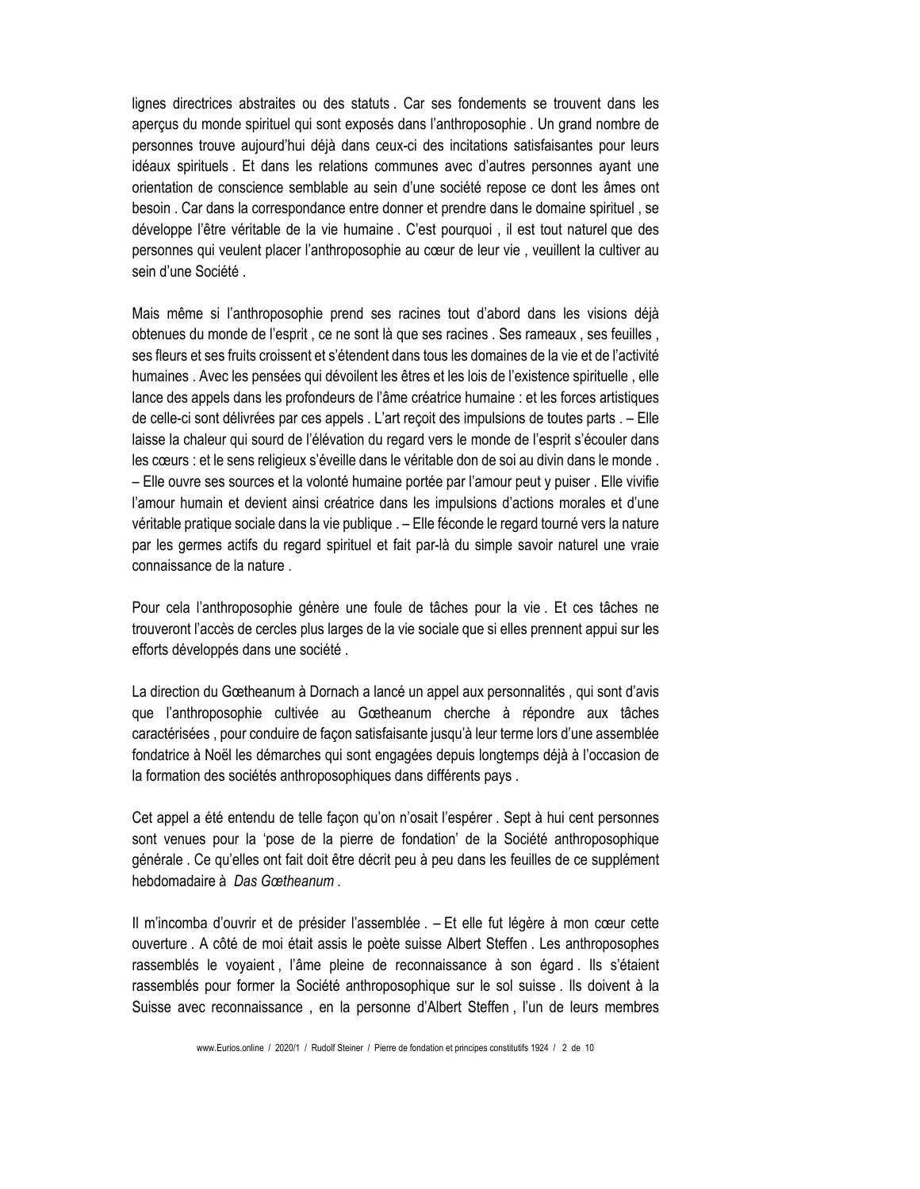lignes directrices abstraites ou des statuts . Car ses fondements se trouvent dans les aperçus du monde spirituel qui sont exposés dans l'anthroposophie . Un grand nombre de personnes trouve aujourd'hui déjà dans ceux-ci des incitations satisfaisantes pour leurs idéaux spirituels . Et dans les relations communes avec d'autres personnes ayant une orientation de conscience semblable au sein d'une société repose ce dont les âmes ont besoin . Car dans la correspondance entre donner et prendre dans le domaine spirituel , se développe l'être véritable de la vie humaine . C'est pourquoi , il est tout naturel que des personnes qui veulent placer l'anthroposophie au cœur de leur vie , veuillent la cultiver au sein d'une Société .

Mais même si l'anthroposophie prend ses racines tout d'abord dans les visions déjà obtenues du monde de l'esprit , ce ne sont là que ses racines . Ses rameaux , ses feuilles , ses fleurs et ses fruits croissent et s'étendent dans tous les domaines de la vie et de l'activité humaines . Avec les pensées qui dévoilent les êtres et les lois de l'existence spirituelle , elle lance des appels dans les profondeurs de l'âme créatrice humaine : et les forces artistiques de celle-ci sont délivrées par ces appels . L'art reçoit des impulsions de toutes parts . – Elle laisse la chaleur qui sourd de l'élévation du regard vers le monde de l'esprit s'écouler dans les cœurs : et le sens religieux s'éveille dans le véritable don de soi au divin dans le monde . – Elle ouvre ses sources et la volonté humaine portée par l'amour peut y puiser . Elle vivifie l'amour humain et devient ainsi créatrice dans les impulsions d'actions morales et d'une véritable pratique sociale dans la vie publique . – Elle féconde le regard tourné vers la nature par les germes actifs du regard spirituel et fait par-là du simple savoir naturel une vraie connaissance de la nature .

Pour cela l'anthroposophie génère une foule de tâches pour la vie . Et ces tâches ne trouveront l'accès de cercles plus larges de la vie sociale que si elles prennent appui sur les efforts développés dans une société .

La direction du Gœtheanum à Dornach a lancé un appel aux personnalités , qui sont d'avis que l'anthroposophie cultivée au Gœtheanum cherche à répondre aux tâches caractérisées , pour conduire de façon satisfaisante jusqu'à leur terme lors d'une assemblée fondatrice à Noël les démarches qui sont engagées depuis longtemps déjà à l'occasion de la formation des sociétés anthroposophiques dans différents pays .

Cet appel a été entendu de telle façon qu'on n'osait l'espérer . Sept à huit cent personnes sont venues pour la 'pose de la pierre de fondation' de la Société anthroposophique générale . Ce qu'elles ont fait doit être décrit peu à peu dans les feuilles de ce supplément hebdomadaire à *Das Gœtheanum* .

Il m'incomba d'ouvrir et de présider l'assemblée . – Et elle fut légère à mon cœur cette ouverture . A côté de moi était assis le poète suisse Albert Steffen . Les anthroposophes rassemblés le voyaient , l'âme pleine de reconnaissance à son égard . Ils s'étaient rassemblés pour former la Société anthroposophique sur le sol suisse . Ils doivent à la Suisse avec reconnaissance , en la personne d'Albert Steffen , l'un de leurs membres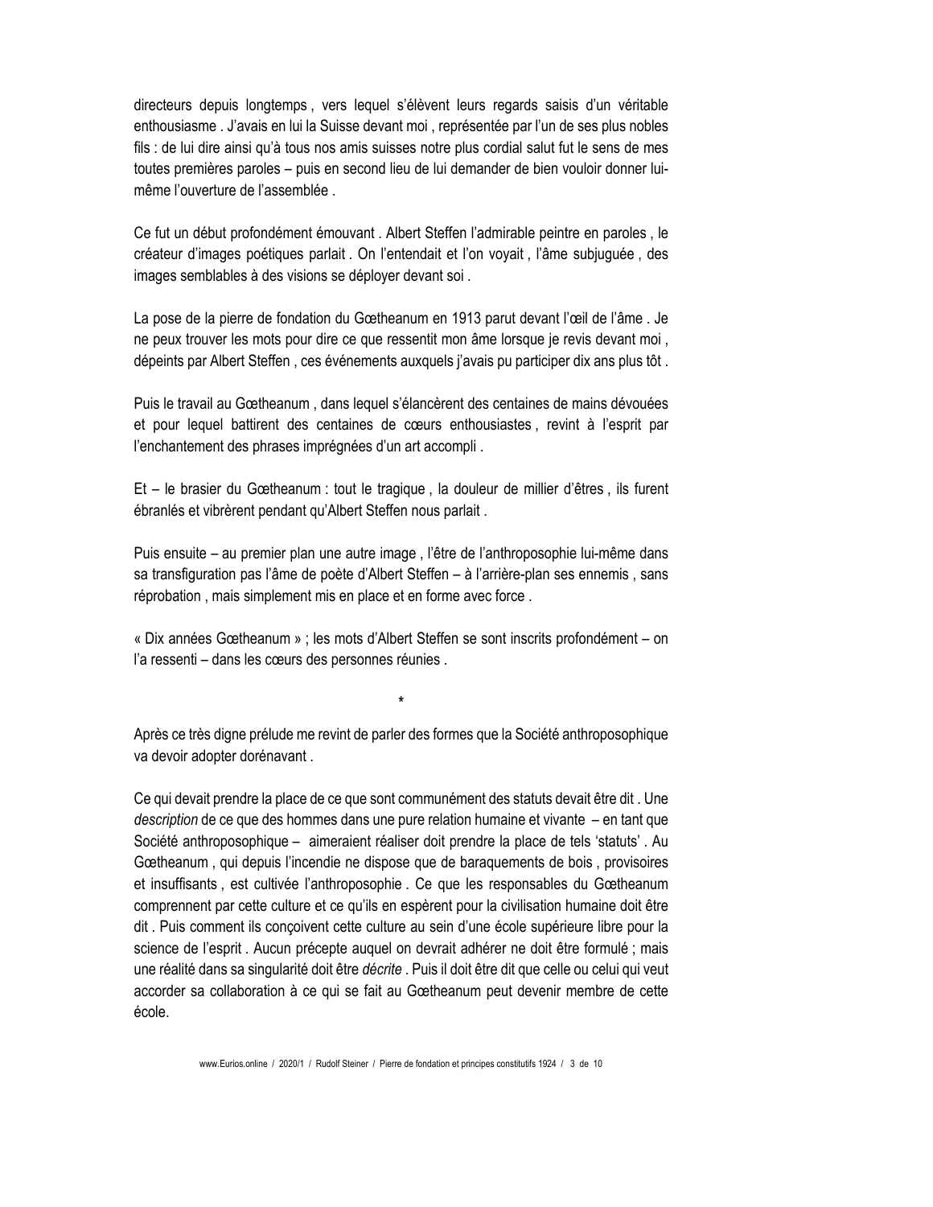directeurs depuis longtemps , vers lequel s'élèvent leurs regards saisis d'un véritable enthousiasme . J'avais en lui la Suisse devant moi , représentée par l'un de ses plus nobles fils : de lui dire ainsi qu'à tous nos amis suisses notre plus cordial salut fut le sens de mes toutes premières paroles – puis en second lieu de lui demander de bien vouloir donner lui-même l'ouverture de l'assemblée .

Ce fut un début profondément émouvant . Albert Steffen l'admirable peintre en paroles , le créateur d'images poétiques parlait . On l'entendait et l'on voyait , l'âme subjuguée , des images semblables à des visions se déployer devant soi .

La pose de la pierre de fondation du Gœtheanum en 1913 parut devant l'œil de l'âme . Je ne peux trouver les mots pour dire ce que ressentit mon âme lorsque je revis devant moi , dépeints par Albert Steffen , ces événements auxquels j'avais pu participer dix ans plus tôt .

Puis le travail au Gœtheanum , dans lequel s'élancèrent des centaines de mains dévouées et pour lequel battirent des centaines de cœurs enthousiastes , revint à l'esprit par l'enchantement des phrases imprégnées d'un art accompli .

Et – le brasier du Gœtheanum : tout le tragique , la douleur de millier d'êtres , ils furent ébranlés et vibrèrent pendant qu'Albert Steffen nous parlait .

Puis ensuite – au premier plan une autre image , l'être de l'anthroposophie lui-même dans sa transfiguration pas l'âme de poète d'Albert Steffen – à l'arrière-plan ses ennemis , sans réprobation , mais simplement mis en place et en forme avec force .

« Dix années Gœtheanum » ; les mots d'Albert Steffen se sont inscrits profondément – on l'a ressenti – dans les cœurs des personnes réunies .

*

Après ce très digne prélude me revint de parler des formes que la Société anthroposophique va devoir adopter dorénavant .

Ce qui devait prendre la place de ce que sont communément des statuts devait être dit . Une *description* de ce que des hommes dans une pure relation humaine et vivante – en tant que Société anthroposophique – aimeraient réaliser doit prendre la place de tels 'statuts' . Au Gœtheanum , qui depuis l'incendie ne dispose que de baraquements de bois , provisoires et insuffisants , est cultivée l'anthroposophie . Ce que les responsables du Gœtheanum comprennent par cette culture et ce qu'ils en espèrent pour la civilisation humaine doit être dit . Puis comment ils conçoivent cette culture au sein d'une école supérieure libre pour la science de l'esprit . Aucun précepte auquel on devrait adhérer ne doit être formulé ; mais une réalité dans sa singularité doit être *décrite* . Puis il doit être dit que celle ou celui qui veut accorder sa collaboration à ce qui se fait au Gœtheanum peut devenir membre de cette école.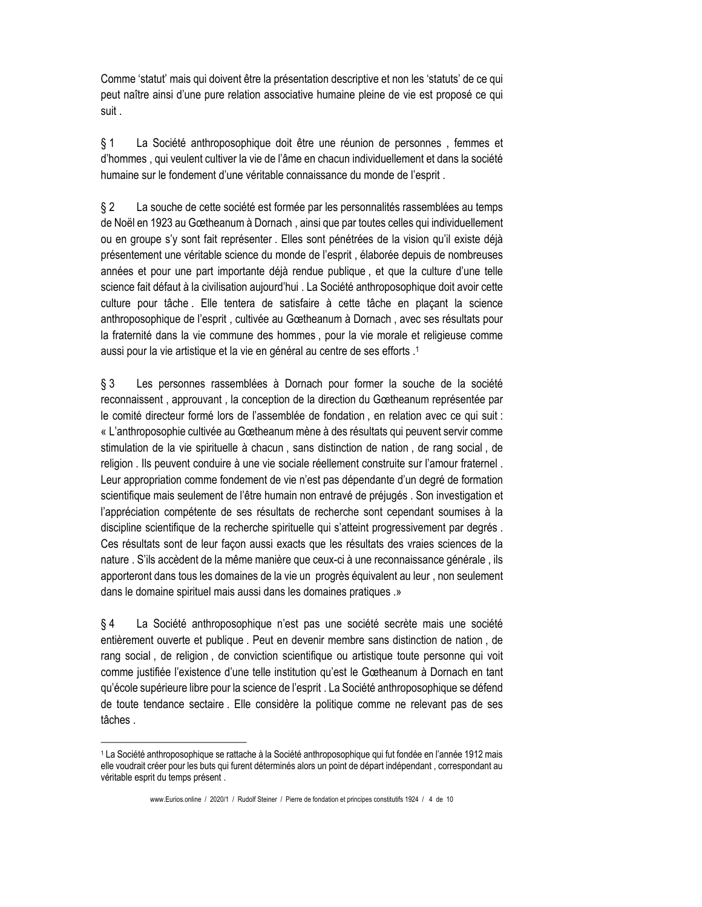Comme ‘statut’ mais qui doivent être la présentation descriptive et non les ‘statuts’ de ce qui peut naître ainsi d’une pure relation associative humaine pleine de vie est proposé ce qui suit .

§ 1 La Société anthroposophique doit être une réunion de personnes , femmes et d’hommes , qui veulent cultiver la vie de l’âme en chacun individuellement et dans la société humaine sur le fondement d’une véritable connaissance du monde de l’esprit .

§ 2 La souche de cette société est formée par les personnalités rassemblées au temps de Noël en 1923 au Gœtheanum à Dornach , ainsi que par toutes celles qui individuellement ou en groupe s’y sont fait représenter . Elles sont pénétrées de la vision qu’il existe déjà présentement une véritable science du monde de l’esprit , élaborée depuis de nombreuses années et pour une part importante déjà rendue publique , et que la culture d’une telle science fait défaut à la civilisation aujourd’hui . La Société anthroposophique doit avoir cette culture pour tâche . Elle tentera de satisfaire à cette tâche en plaçant la science anthroposophique de l’esprit , cultivée au Gœtheanum à Dornach , avec ses résultats pour la fraternité dans la vie commune des hommes , pour la vie morale et religieuse comme aussi pour la vie artistique et la vie en général au centre de ses efforts .[1]

§ 3 Les personnes rassemblées à Dornach pour former la souche de la société reconnaissent , approuvant , la conception de la direction du Gœtheanum représentée par le comité directeur formé lors de l’assemblée de fondation , en relation avec ce qui suit : « L’anthroposophie cultivée au Gœtheanum mène à des résultats qui peuvent servir comme stimulation de la vie spirituelle à chacun , sans distinction de nation , de rang social , de religion . Ils peuvent conduire à une vie sociale réellement construite sur l’amour fraternel . Leur appropriation comme fondement de vie n’est pas dépendante d’un degré de formation scientifique mais seulement de l’être humain non entravé de préjugés . Son investigation et l’appréciation compétente de ses résultats de recherche sont cependant soumises à la discipline scientifique de la recherche spirituelle qui s’atteint progressivement par degrés . Ces résultats sont de leur façon aussi exacts que les résultats des vraies sciences de la nature . S’ils accèdent de la même manière que ceux-ci à une reconnaissance générale , ils apporteront dans tous les domaines de la vie un progrès équivalent au leur , non seulement dans le domaine spirituel mais aussi dans les domaines pratiques .»

§ 4 La Société anthroposophique n’est pas une société secrète mais une société entièrement ouverte et publique . Peut en devenir membre sans distinction de nation , de rang social , de religion , de conviction scientifique ou artistique toute personne qui voit comme justifiée l’existence d’une telle institution qu’est le Gœtheanum à Dornach en tant qu’école supérieure libre pour la science de l’esprit . La Société anthroposophique se défend de toute tendance sectaire . Elle considère la politique comme ne relevant pas de ses tâches .

---

[1] La Société anthroposophique se rattache à la Société anthroposophique qui fut fondée en l’année 1912 mais elle voudrait créer pour les buts qui furent déterminés alors un point de départ indépendant , correspondant au véritable esprit du temps présent .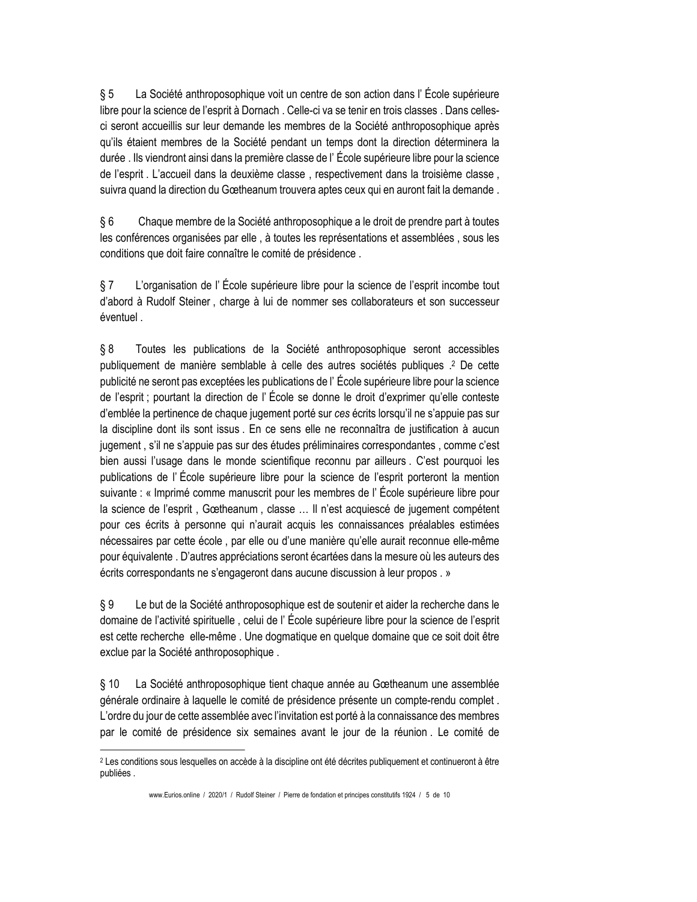§ 5 La Société anthroposophique voit un centre de son action dans l' École supérieure libre pour la science de l'esprit à Dornach . Celle-ci va se tenir en trois classes . Dans celles-ci seront accueillis sur leur demande les membres de la Société anthroposophique après qu'ils étaient membres de la Société pendant un temps dont la direction déterminera la durée . Ils viendront ainsi dans la première classe de l' École supérieure libre pour la science de l'esprit . L'accueil dans la deuxième classe , respectivement dans la troisième classe , suivra quand la direction du Gœtheanum trouvera aptes ceux qui en auront fait la demande .

§ 6 Chaque membre de la Société anthroposophique a le droit de prendre part à toutes les conférences organisées par elle , à toutes les représentations et assemblées , sous les conditions que doit faire connaître le comité de présidence .

§ 7 L'organisation de l' École supérieure libre pour la science de l'esprit incombe tout d'abord à Rudolf Steiner , charge à lui de nommer ses collaborateurs et son successeur éventuel .

§ 8 Toutes les publications de la Société anthroposophique seront accessibles publiquement de manière semblable à celle des autres sociétés publiques .[2] De cette publicité ne seront pas exceptées les publications de l' École supérieure libre pour la science de l'esprit ; pourtant la direction de l' École se donne le droit d'exprimer qu'elle conteste d'emblée la pertinence de chaque jugement porté sur *ces* écrits lorsqu'il ne s'appuie pas sur la discipline dont ils sont issus . En ce sens elle ne reconnaîtra de justification à aucun jugement , s'il ne s'appuie pas sur des études préliminaires correspondantes , comme c'est bien aussi l'usage dans le monde scientifique reconnu par ailleurs . C'est pourquoi les publications de l' École supérieure libre pour la science de l'esprit porteront la mention suivante : « Imprimé comme manuscrit pour les membres de l' École supérieure libre pour la science de l'esprit , Gœtheanum , classe … Il n'est acquiescé de jugement compétent pour ces écrits à personne qui n'aurait acquis les connaissances préalables estimées nécessaires par cette école , par elle ou d'une manière qu'elle aurait reconnue elle-même pour équivalente . D'autres appréciations seront écartées dans la mesure où les auteurs des écrits correspondants ne s'engageront dans aucune discussion à leur propos . »

§ 9 Le but de la Société anthroposophique est de soutenir et aider la recherche dans le domaine de l'activité spirituelle , celui de l' École supérieure libre pour la science de l'esprit est cette recherche elle-même . Une dogmatique en quelque domaine que ce soit doit être exclue par la Société anthroposophique .

§ 10 La Société anthroposophique tient chaque année au Gœtheanum une assemblée générale ordinaire à laquelle le comité de présidence présente un compte-rendu complet . L'ordre du jour de cette assemblée avec l'invitation est porté à la connaissance des membres par le comité de présidence six semaines avant le jour de la réunion . Le comité de

---

[2] Les conditions sous lesquelles on accède à la discipline ont été décrites publiquement et continueront à être publiées .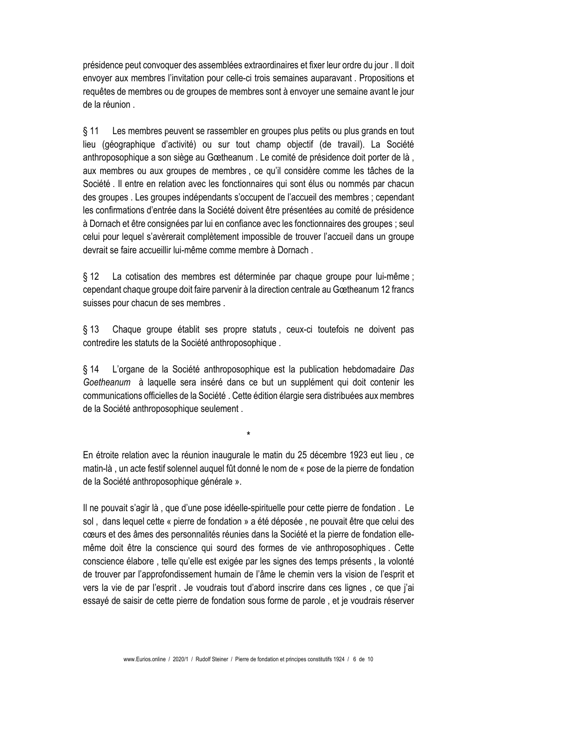présidence peut convoquer des assemblées extraordinaires et fixer leur ordre du jour . Il doit envoyer aux membres l'invitation pour celle-ci trois semaines auparavant . Propositions et requêtes de membres ou de groupes de membres sont à envoyer une semaine avant le jour de la réunion .

§ 11 Les membres peuvent se rassembler en groupes plus petits ou plus grands en tout lieu (géographique d'activité) ou sur tout champ objectif (de travail). La Société anthroposophique a son siège au Gœtheanum . Le comité de présidence doit porter de là , aux membres ou aux groupes de membres , ce qu'il considère comme les tâches de la Société . Il entre en relation avec les fonctionnaires qui sont élus ou nommés par chacun des groupes . Les groupes indépendants s'occupent de l'accueil des membres ; cependant les confirmations d'entrée dans la Société doivent être présentées au comité de présidence à Dornach et être consignées par lui en confiance avec les fonctionnaires des groupes ; seul celui pour lequel s'avèrerait complètement impossible de trouver l'accueil dans un groupe devrait se faire accueillir lui-même comme membre à Dornach .

§ 12 La cotisation des membres est déterminée par chaque groupe pour lui-même ; cependant chaque groupe doit faire parvenir à la direction centrale au Gœtheanum 12 francs suisses pour chacun de ses membres .

§ 13 Chaque groupe établit ses propre statuts , ceux-ci toutefois ne doivent pas contredire les statuts de la Société anthroposophique .

§ 14 L'organe de la Société anthroposophique est la publication hebdomadaire *Das Goetheanum* à laquelle sera inséré dans ce but un supplément qui doit contenir les communications officielles de la Société . Cette édition élargie sera distribuées aux membres de la Société anthroposophique seulement .

*

En étroite relation avec la réunion inaugurale le matin du 25 décembre 1923 eut lieu , ce matin-là , un acte festif solennel auquel fût donné le nom de « pose de la pierre de fondation de la Société anthroposophique générale ».

Il ne pouvait s'agir là , que d'une pose idéelle-spirituelle pour cette pierre de fondation . Le sol , dans lequel cette « pierre de fondation » a été déposée , ne pouvait être que celui des cœurs et des âmes des personnalités réunies dans la Société et la pierre de fondation elle-même doit être la conscience qui sourd des formes de vie anthroposophiques . Cette conscience élabore , telle qu'elle est exigée par les signes des temps présents , la volonté de trouver par l'approfondissement humain de l'âme le chemin vers la vision de l'esprit et vers la vie de par l'esprit . Je voudrais tout d'abord inscrire dans ces lignes , ce que j'ai essayé de saisir de cette pierre de fondation sous forme de parole , et je voudrais réserver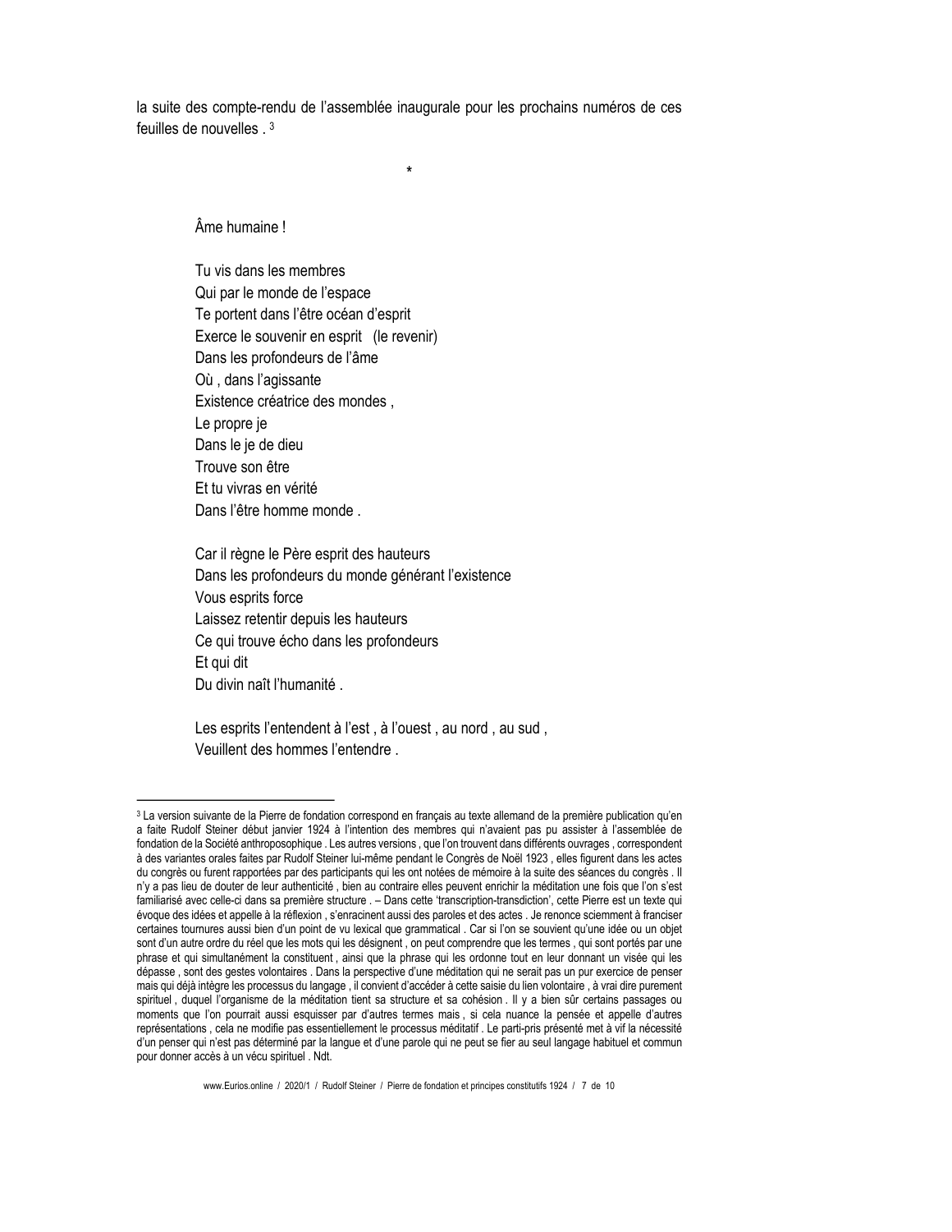la suite des compte-rendu de l'assemblée inaugurale pour les prochains numéros de ces feuilles de nouvelles .[3]

*

Âme humaine !

Tu vis dans les membres  
Qui par le monde de l'espace  
Te portent dans l'être océan d'esprit  
Exerce le souvenir en esprit (le revenir)  
Dans les profondeurs de l'âme  
Où , dans l'agissante  
Existence créatrice des mondes ,  
Le propre je  
Dans le je de dieu  
Trouve son être  
Et tu vivras en vérité  
Dans l'être homme monde .

Car il règne le Père esprit des hauteurs  
Dans les profondeurs du monde générant l'existence  
Vous esprits force  
Laissez retentir depuis les hauteurs  
Ce qui trouve écho dans les profondeurs  
Et qui dit  
Du divin naît l'humanité .

Les esprits l'entendent à l'est , à l'ouest , au nord , au sud ,  
Veuillent des hommes l'entendre .

---

[3] La version suivante de la Pierre de fondation correspond en français au texte allemand de la première publication qu'en a faite Rudolf Steiner début janvier 1924 à l'intention des membres qui n'avaient pas pu assister à l'assemblée de fondation de la Société anthroposophique . Les autres versions , que l'on trouvent dans différents ouvrages , correspondent à des variantes orales faites par Rudolf Steiner lui-même pendant le Congrès de Noël 1923 , elles figurent dans les actes du congrès ou furent rapportées par des participants qui les ont notées de mémoire à la suite des séances du congrès . Il n'y a pas lieu de douter de leur authenticité , bien au contraire elles peuvent enrichir la méditation une fois que l'on s'est familiarisé avec celle-ci dans sa première structure . – Dans cette 'transcription-transdiction', cette Pierre est un texte qui évoque des idées et appelle à la réflexion , s'enracinent aussi des paroles et des actes . Je renonce sciemment à franciser certaines tournures aussi bien d'un point de vu lexical que grammatical . Car si l'on se souvient qu'une idée ou un objet sont d'un autre ordre du réel que les mots qui les désignent , on peut comprendre que les termes , qui sont portés par une phrase et qui simultanément la constituent , ainsi que la phrase qui les ordonne tout en leur donnant un visée qui les dépasse , sont des gestes volontaires . Dans la perspective d'une méditation qui ne serait pas un pur exercice de penser mais qui déjà intègre les processus du langage , il convient d'accéder à cette saisie du lien volontaire , à vrai dire purement spirituel , duquel l'organisme de la méditation tient sa structure et sa cohésion . Il y a bien sûr certains passages ou moments que l'on pourrait aussi esquisser par d'autres termes mais , si cela nuance la pensée et appelle d'autres représentations , cela ne modifie pas essentiellement le processus méditatif . Le parti-pris présenté met à vif la nécessité d'un penser qui n'est pas déterminé par la langue et d'une parole qui ne peut se fier au seul langage habituel et commun pour donner accès à un vécu spirituel . Ndt.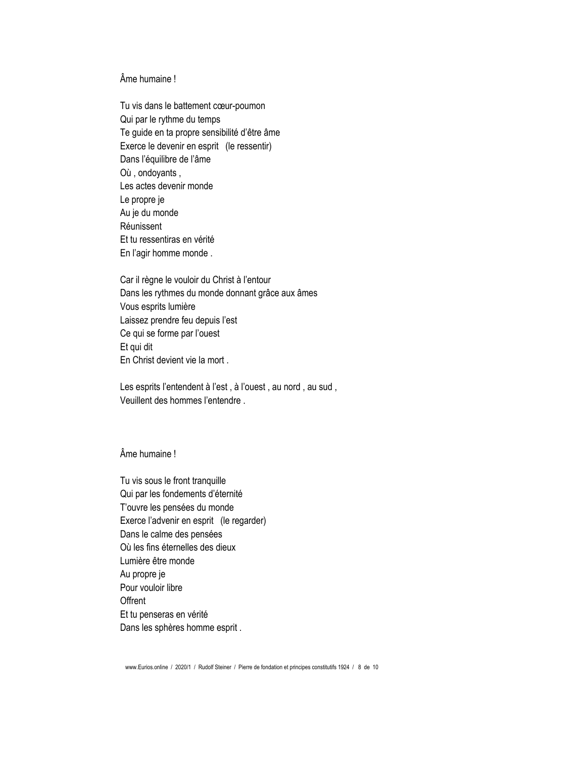Âme humaine !

Tu vis dans le battement cœur-poumon  
Qui par le rythme du temps  
Te guide en ta propre sensibilité d'être âme  
Exerce le devenir en esprit   (le ressentir)  
Dans l'équilibre de l'âme  
Où , ondoyants ,  
Les actes devenir monde  
Le propre je  
Au je du monde  
Réunissent  
Et tu ressentiras en vérité  
En l'agir homme monde .

Car il règne le vouloir du Christ à l'entour  
Dans les rythmes du monde donnant grâce aux âmes  
Vous esprits lumière  
Laissez prendre feu depuis l'est  
Ce qui se forme par l'ouest  
Et qui dit  
En Christ devient vie la mort .

Les esprits l'entendent à l'est , à l'ouest , au nord , au sud ,  
Veuillent des hommes l'entendre .

Âme humaine !

Tu vis sous le front tranquille  
Qui par les fondements d'éternité  
T'ouvre les pensées du monde  
Exerce l'advenir en esprit   (le regarder)  
Dans le calme des pensées  
Où les fins éternelles des dieux  
Lumière être monde  
Au propre je  
Pour vouloir libre  
Offrent  
Et tu penseras en vérité  
Dans les sphères homme esprit .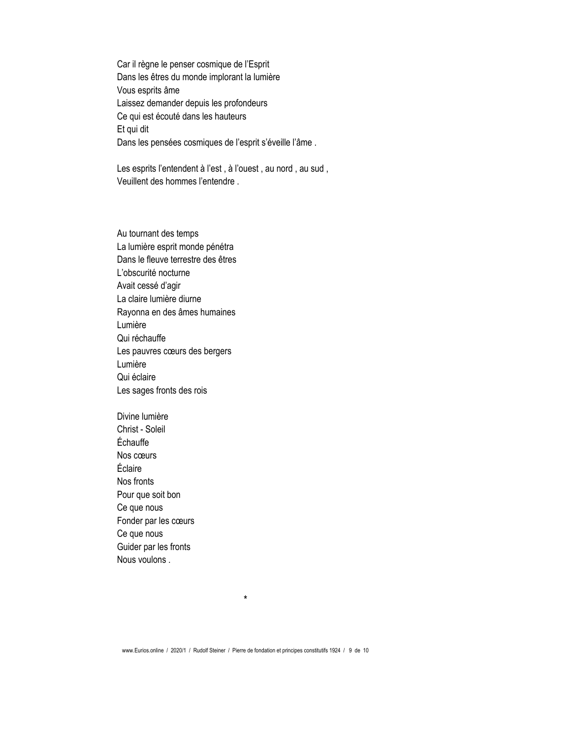Car il règne le penser cosmique de l'Esprit
Dans les êtres du monde implorant la lumière
Vous esprits âme
Laissez demander depuis les profondeurs
Ce qui est écouté dans les hauteurs
Et qui dit
Dans les pensées cosmiques de l'esprit s'éveille l'âme .

Les esprits l'entendent à l'est , à l'ouest , au nord , au sud ,
Veuillent des hommes l'entendre .

Au tournant des temps
La lumière esprit monde pénétra
Dans le fleuve terrestre des êtres
L'obscurité nocturne
Avait cessé d'agir
La claire lumière diurne
Rayonna en des âmes humaines
Lumière
Qui réchauffe
Les pauvres cœurs des bergers
Lumière
Qui éclaire
Les sages fronts des rois

Divine lumière
Christ - Soleil
Échauffe
Nos cœurs
Éclaire
Nos fronts
Pour que soit bon
Ce que nous
Fonder par les cœurs
Ce que nous
Guider par les fronts
Nous voulons .

*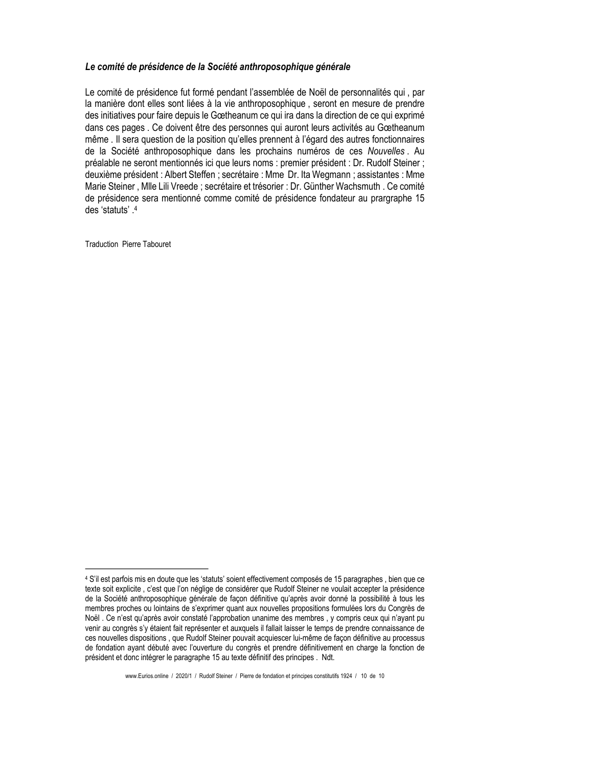### *Le comité de présidence de la Société anthroposophique générale*

Le comité de présidence fut formé pendant l'assemblée de Noël de personnalités qui , par la manière dont elles sont liées à la vie anthroposophique , seront en mesure de prendre des initiatives pour faire depuis le Gœtheanum ce qui ira dans la direction de ce qui exprimé dans ces pages . Ce doivent être des personnes qui auront leurs activités au Gœtheanum même . Il sera question de la position qu'elles prennent à l'égard des autres fonctionnaires de la Société anthroposophique dans les prochains numéros de ces *Nouvelles* . Au préalable ne seront mentionnés ici que leurs noms : premier président : Dr. Rudolf Steiner ; deuxième président : Albert Steffen ; secrétaire : Mme Dr. Ita Wegmann ; assistantes : Mme Marie Steiner , Mlle Lili Vreede ; secrétaire et trésorier : Dr. Günther Wachsmuth . Ce comité de présidence sera mentionné comme comité de présidence fondateur au prargraphe 15 des 'statuts' .[4]

Traduction Pierre Tabouret

---

[4] S'il est parfois mis en doute que les 'statuts' soient effectivement composés de 15 paragraphes , bien que ce texte soit explicite , c'est que l'on néglige de considérer que Rudolf Steiner ne voulait accepter la présidence de la Société anthroposophique générale de façon définitive qu'après avoir donné la possibilité à tous les membres proches ou lointains de s'exprimer quant aux nouvelles propositions formulées lors du Congrès de Noël . Ce n'est qu'après avoir constaté l'approbation unanime des membres , y compris ceux qui n'ayant pu venir au congrès s'y étaient fait représenter et auxquels il fallait laisser le temps de prendre connaissance de ces nouvelles dispositions , que Rudolf Steiner pouvait acquiescer lui-même de façon définitive au processus de fondation ayant débuté avec l'ouverture du congrès et prendre définitivement en charge la fonction de président et donc intégrer le paragraphe 15 au texte définitif des principes . Ndt.